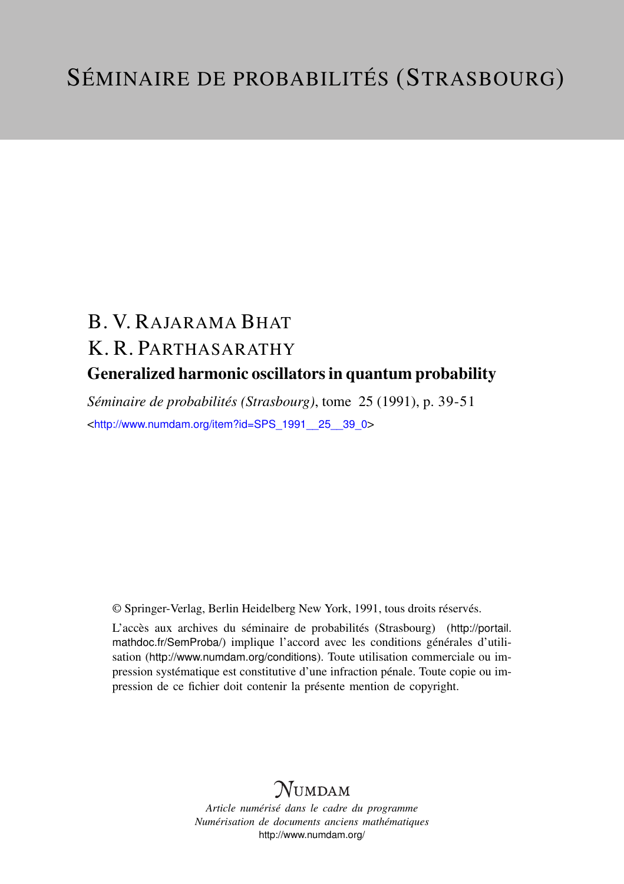# Séminaire de probabilités (Strasbourg)

B. V. Rajarama Bhat

K. R. Parthasarathy

**Generalized harmonic oscillators in quantum probability**

*Séminaire de probabilités (Strasbourg)*, tome 25 (1991), p. 39-51

<http://www.numdam.org/item?id=SPS_1991__25__39_0>

© Springer-Verlag, Berlin Heidelberg New York, 1991, tous droits réservés.

L'accès aux archives du séminaire de probabilités (Strasbourg) (http://portail.mathdoc.fr/SemProba/) implique l'accord avec les conditions générales d'utilisation (http://www.numdam.org/conditions). Toute utilisation commerciale ou impression systématique est constitutive d'une infraction pénale. Toute copie ou impression de ce fichier doit contenir la présente mention de copyright.

*Article numérisé dans le cadre du programme*
*Numérisation de documents anciens mathématiques*
http://www.numdam.org/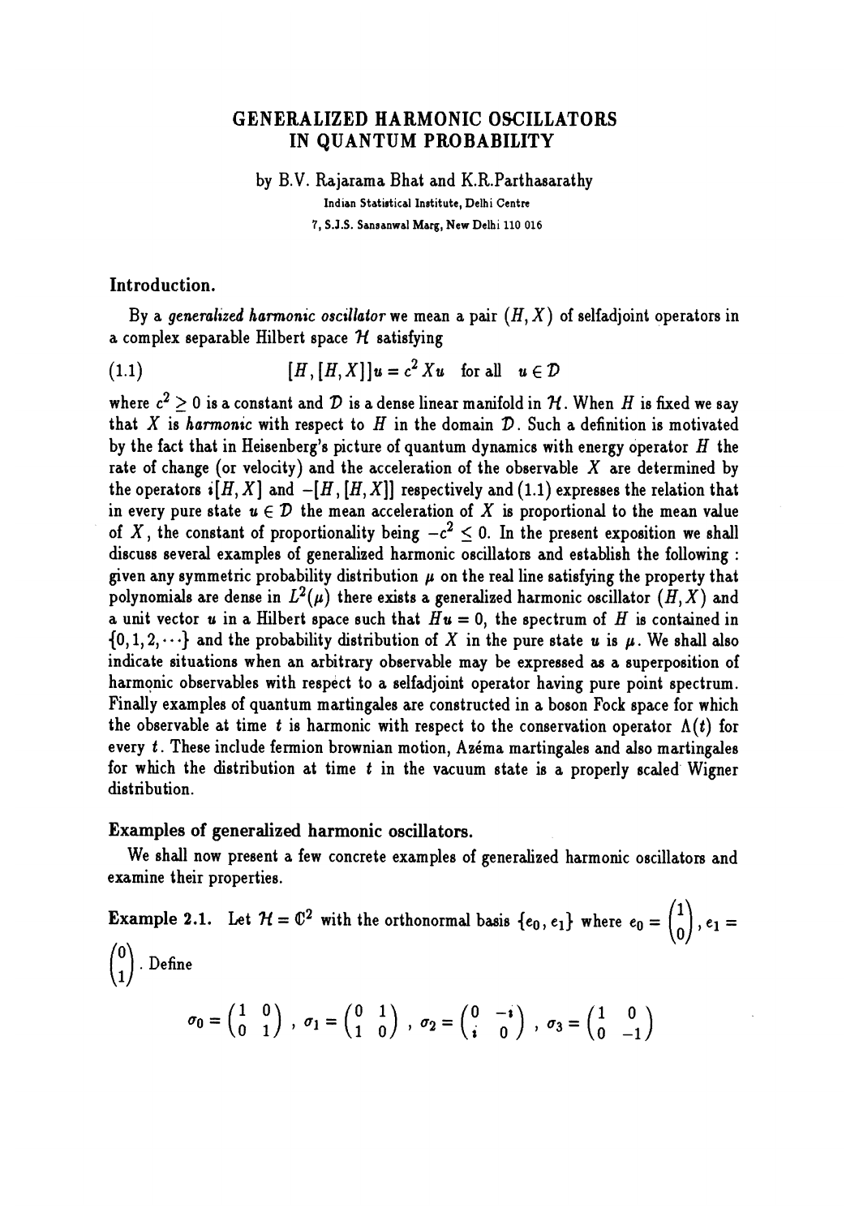# GENERALIZED HARMONIC OSCILLATORS IN QUANTUM PROBABILITY

by B.V. Rajarama Bhat and K.R.Parthasarathy

Indian Statistical Institute, Delhi Centre
7, S.J.S. Sansanwal Marg, New Delhi 110 016

## Introduction.

By a *generalized harmonic oscillator* we mean a pair $(H, X)$ of selfadjoint operators in a complex separable Hilbert space $\mathcal{H}$ satisfying

$$[H, [H, X]]u = c^2 Xu \quad \text{for all} \quad u \in \mathcal{D} \tag{1.1}$$

where $c^2 \geq 0$ is a constant and $\mathcal{D}$ is a dense linear manifold in $\mathcal{H}$. When $H$ is fixed we say that $X$ is *harmonic* with respect to $H$ in the domain $\mathcal{D}$. Such a definition is motivated by the fact that in Heisenberg's picture of quantum dynamics with energy operator $H$ the rate of change (or velocity) and the acceleration of the observable $X$ are determined by the operators $i[H, X]$ and $-[H, [H, X]]$ respectively and (1.1) expresses the relation that in every pure state $u \in \mathcal{D}$ the mean acceleration of $X$ is proportional to the mean value of $X$, the constant of proportionality being $-c^2 \leq 0$. In the present exposition we shall discuss several examples of generalized harmonic oscillators and establish the following : given any symmetric probability distribution $\mu$ on the real line satisfying the property that polynomials are dense in $L^2(\mu)$ there exists a generalized harmonic oscillator $(H, X)$ and a unit vector $u$ in a Hilbert space such that $Hu = 0$, the spectrum of $H$ is contained in $\{0, 1, 2, \cdots\}$ and the probability distribution of $X$ in the pure state $u$ is $\mu$. We shall also indicate situations when an arbitrary observable may be expressed as a superposition of harmonic observables with respect to a selfadjoint operator having pure point spectrum. Finally examples of quantum martingales are constructed in a boson Fock space for which the observable at time $t$ is harmonic with respect to the conservation operator $\Lambda(t)$ for every $t$. These include fermion brownian motion, Azéma martingales and also martingales for which the distribution at time $t$ in the vacuum state is a properly scaled Wigner distribution.

## Examples of generalized harmonic oscillators.

We shall now present a few concrete examples of generalized harmonic oscillators and examine their properties.

**Example 2.1.** Let $\mathcal{H} = \mathbb{C}^2$ with the orthonormal basis $\{e_0, e_1\}$ where $e_0 = \begin{pmatrix} 1 \\ 0 \end{pmatrix}, e_1 = \begin{pmatrix} 0 \\ 1 \end{pmatrix}$. Define

$$\sigma_0 = \begin{pmatrix} 1 & 0 \\ 0 & 1 \end{pmatrix}, \ \sigma_1 = \begin{pmatrix} 0 & 1 \\ 1 & 0 \end{pmatrix}, \ \sigma_2 = \begin{pmatrix} 0 & -i \\ i & 0 \end{pmatrix}, \ \sigma_3 = \begin{pmatrix} 1 & 0 \\ 0 & -1 \end{pmatrix}$$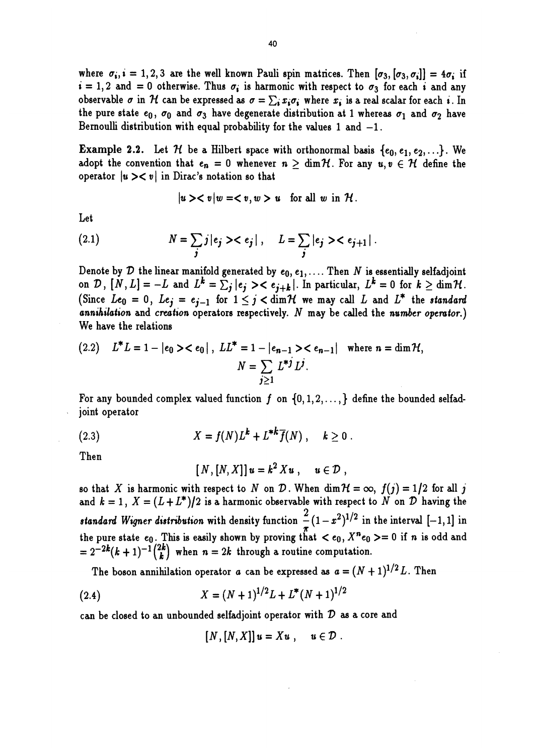where $\sigma_i, i = 1,2,3$ are the well known Pauli spin matrices. Then $[\sigma_3, [\sigma_3, \sigma_i]] = 4\sigma_i$ if $i = 1,2$ and $= 0$ otherwise. Thus $\sigma_i$ is harmonic with respect to $\sigma_3$ for each $i$ and any observable $\sigma$ in $\mathcal{H}$ can be expressed as $\sigma = \sum_i x_i \sigma_i$ where $x_i$ is a real scalar for each $i$. In the pure state $e_0$, $\sigma_0$ and $\sigma_3$ have degenerate distribution at 1 whereas $\sigma_1$ and $\sigma_2$ have Bernoulli distribution with equal probability for the values 1 and $-1$.

**Example 2.2.** Let $\mathcal{H}$ be a Hilbert space with orthonormal basis $\{e_0, e_1, e_2, \ldots\}$. We adopt the convention that $e_n = 0$ whenever $n \geq \dim \mathcal{H}$. For any $u, v \in \mathcal{H}$ define the operator $|u><v|$ in Dirac's notation so that

$$|u><v|w = <v,w>u \quad \text{for all } w \text{ in } \mathcal{H}.$$

Let

$$N = \sum_j j|e_j><e_j|, \quad L = \sum_j |e_j><e_{j+1}|. \tag{2.1}$$

Denote by $\mathcal{D}$ the linear manifold generated by $e_0, e_1, \ldots$. Then $N$ is essentially selfadjoint on $\mathcal{D}$, $[N, L] = -L$ and $L^k = \sum_j |e_j><e_{j+k}|$. In particular, $L^k = 0$ for $k \geq \dim \mathcal{H}$. (Since $Le_0 = 0$, $Le_j = e_{j-1}$ for $1 \leq j < \dim \mathcal{H}$ we may call $L$ and $L^*$ the *standard annihilation* and *creation* operators respectively. $N$ may be called the *number operator*.) We have the relations

$$L^*L = 1 - |e_0><e_0|, \; LL^* = 1 - |e_{n-1}><e_{n-1}| \quad \text{where } n = \dim \mathcal{H}, \tag{2.2}$$
$$N = \sum_{j \geq 1} L^{*j} L^j.$$

For any bounded complex valued function $f$ on $\{0, 1, 2, \ldots,\}$ define the bounded selfadjoint operator

$$X = f(N)L^k + L^{*k}\bar{f}(N), \quad k \geq 0. \tag{2.3}$$

Then

$$[N, [N, X]]u = k^2 Xu, \quad u \in \mathcal{D},$$

so that $X$ is harmonic with respect to $N$ on $\mathcal{D}$. When $\dim \mathcal{H} = \infty$, $f(j) = 1/2$ for all $j$ and $k = 1$, $X = (L + L^*)/2$ is a harmonic observable with respect to $N$ on $\mathcal{D}$ having the *standard Wigner distribution* with density function $\frac{2}{\pi}(1-x^2)^{1/2}$ in the interval $[-1, 1]$ in the pure state $e_0$. This is easily shown by proving that $<e_0, X^n e_0> = 0$ if $n$ is odd and $= 2^{-2k}(k+1)^{-1}\binom{2k}{k}$ when $n = 2k$ through a routine computation.

The boson annihilation operator $a$ can be expressed as $a = (N+1)^{1/2}L$. Then

$$X = (N+1)^{1/2}L + L^*(N+1)^{1/2} \tag{2.4}$$

can be closed to an unbounded selfadjoint operator with $\mathcal{D}$ as a core and

$$[N, [N, X]]u = Xu, \quad u \in \mathcal{D}.$$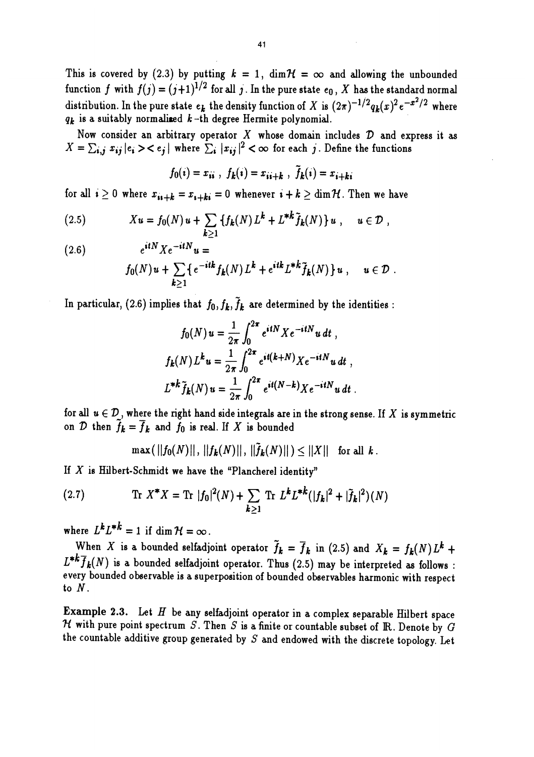This is covered by (2.3) by putting $k = 1$, $\dim \mathcal{H} = \infty$ and allowing the unbounded function $f$ with $f(j) = (j+1)^{1/2}$ for all $j$. In the pure state $e_0$, $X$ has the standard normal distribution. In the pure state $e_k$ the density function of $X$ is $(2\pi)^{-1/2} q_k(x)^2 e^{-x^2/2}$ where $q_k$ is a suitably normalised $k$-th degree Hermite polynomial.

Now consider an arbitrary operator $X$ whose domain includes $\mathcal{D}$ and express it as $X = \sum_{i,j} x_{ij} |e_i\rangle\langle e_j|$ where $\sum_i |x_{ij}|^2 < \infty$ for each $j$. Define the functions

$$f_0(i) = x_{ii}\ ,\ f_k(i) = x_{ii+k}\ ,\ \tilde{f}_k(i) = x_{i+ki}$$

for all $i \geq 0$ where $x_{ii+k} = x_{i+ki} = 0$ whenever $i + k \geq \dim \mathcal{H}$. Then we have

$$\text{(2.5)} \qquad Xu = f_0(N)\,u + \sum_{k \geq 1} \{f_k(N)\,L^k + L^{*k}\tilde{f}_k(N)\}\,u\ , \quad u \in \mathcal{D}\ ,$$

$$\text{(2.6)} \qquad e^{itN} X e^{-itN} u = f_0(N)u + \sum_{k \geq 1} \{e^{-itk} f_k(N)\,L^k + e^{itk} L^{*k}\tilde{f}_k(N)\}\,u\ , \quad u \in \mathcal{D}\ .$$

In particular, (2.6) implies that $f_0, f_k, \tilde{f}_k$ are determined by the identities :

$$f_0(N)\,u = \frac{1}{2\pi}\int_0^{2\pi} e^{itN} X e^{-itN} u\, dt\ ,$$

$$f_k(N)\,L^k u = \frac{1}{2\pi}\int_0^{2\pi} e^{it(k+N)} X e^{-itN} u\, dt\ ,$$

$$L^{*k}\tilde{f}_k(N)\,u = \frac{1}{2\pi}\int_0^{2\pi} e^{it(N-k)} X e^{-itN} u\, dt\ .$$

for all $u \in \mathcal{D}$, where the right hand side integrals are in the strong sense. If $X$ is symmetric on $\mathcal{D}$ then $\tilde{f}_k = \overline{f}_k$ and $f_0$ is real. If $X$ is bounded

$$\max(\|f_0(N)\|, \|f_k(N)\|, \|\tilde{f}_k(N)\|) \leq \|X\| \quad \text{for all } k\,.$$

If $X$ is Hilbert-Schmidt we have the "Plancherel identity"

$$\text{(2.7)} \qquad \operatorname{Tr} X^*X = \operatorname{Tr} |f_0|^2(N) + \sum_{k \geq 1} \operatorname{Tr} L^k L^{*k}(|f_k|^2 + |\tilde{f}_k|^2)(N)$$

where $L^k L^{*k} = 1$ if $\dim \mathcal{H} = \infty$.

When $X$ is a bounded selfadjoint operator $\tilde{f}_k = \overline{f}_k$ in (2.5) and $X_k = f_k(N)\,L^k + L^{*k}\overline{f}_k(N)$ is a bounded selfadjoint operator. Thus (2.5) may be interpreted as follows : every bounded observable is a superposition of bounded observables harmonic with respect to $N$.

**Example 2.3.** Let $H$ be any selfadjoint operator in a complex separable Hilbert space $\mathcal{H}$ with pure point spectrum $S$. Then $S$ is a finite or countable subset of $\mathbb{R}$. Denote by $G$ the countable additive group generated by $S$ and endowed with the discrete topology. Let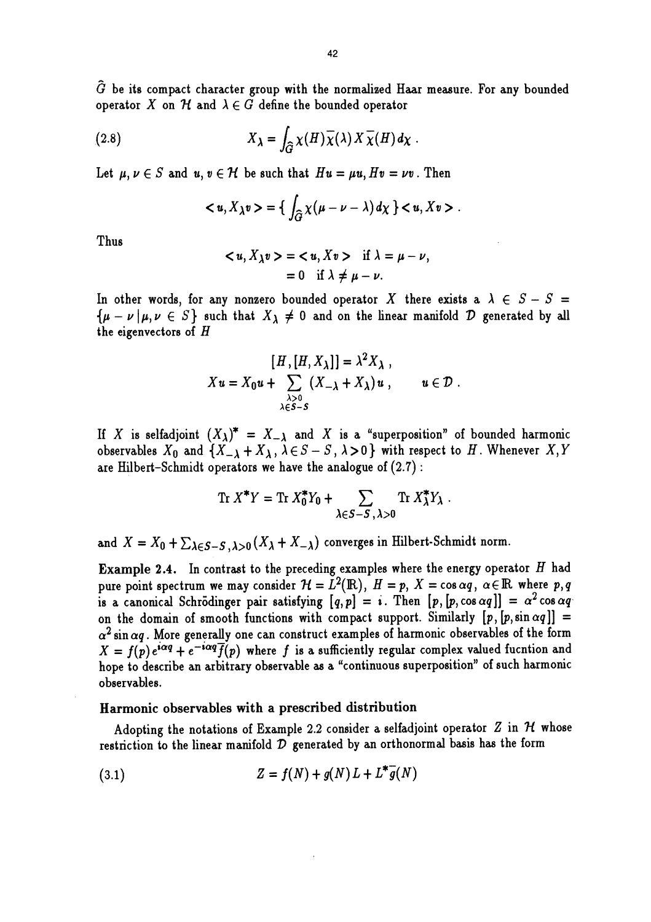$\widehat{G}$ be its compact character group with the normalized Haar measure. For any bounded operator $X$ on $\mathcal{H}$ and $\lambda \in G$ define the bounded operator

$$X_\lambda = \int_{\widehat{G}} \chi(H)\overline{\chi}(\lambda) X \overline{\chi}(H) d\chi . \tag{2.8}$$

Let $\mu, \nu \in S$ and $u, v \in \mathcal{H}$ be such that $Hu = \mu u, Hv = \nu v$. Then

$$< u, X_\lambda v > = \{ \int_{\widehat{G}} \chi(\mu - \nu - \lambda) d\chi \} < u, Xv > .$$

Thus

$$\begin{aligned} < u, X_\lambda v > &= < u, Xv > \quad \text{if } \lambda = \mu - \nu, \\ &= 0 \quad \text{if } \lambda \neq \mu - \nu. \end{aligned}$$

In other words, for any nonzero bounded operator $X$ there exists a $\lambda \in S - S = \{\mu - \nu \,|\, \mu, \nu \in S\}$ such that $X_\lambda \neq 0$ and on the linear manifold $\mathcal{D}$ generated by all the eigenvectors of $H$

$$[H, [H, X_\lambda]] = \lambda^2 X_\lambda ,$$

$$Xu = X_0 u + \sum_{\substack{\lambda > 0 \\ \lambda \in S - S}} (X_{-\lambda} + X_\lambda) u , \qquad u \in \mathcal{D} .$$

If $X$ is selfadjoint $(X_\lambda)^* = X_{-\lambda}$ and $X$ is a "superposition" of bounded harmonic observables $X_0$ and $\{X_{-\lambda} + X_\lambda, \lambda \in S - S, \lambda > 0\}$ with respect to $H$. Whenever $X, Y$ are Hilbert-Schmidt operators we have the analogue of (2.7) :

$$\text{Tr } X^* Y = \text{Tr } X_0^* Y_0 + \sum_{\lambda \in S - S, \lambda > 0} \text{Tr } X_\lambda^* Y_\lambda .$$

and $X = X_0 + \sum_{\lambda \in S - S, \lambda > 0} (X_\lambda + X_{-\lambda})$ converges in Hilbert-Schmidt norm.

**Example 2.4.** In contrast to the preceding examples where the energy operator $H$ had pure point spectrum we may consider $\mathcal{H} = L^2(\mathbb{R})$, $H = p$, $X = \cos \alpha q$, $\alpha \in \mathbb{R}$ where $p, q$ is a canonical Schrödinger pair satisfying $[q, p] = i$. Then $[p, [p, \cos \alpha q]] = \alpha^2 \cos \alpha q$ on the domain of smooth functions with compact support. Similarly $[p, [p, \sin \alpha q]] = \alpha^2 \sin \alpha q$. More generally one can construct examples of harmonic observables of the form $X = f(p) e^{i\alpha q} + e^{-i\alpha q} \overline{f}(p)$ where $f$ is a sufficiently regular complex valued fucntion and hope to describe an arbitrary observable as a "continuous superposition" of such harmonic observables.

### Harmonic observables with a prescribed distribution

Adopting the notations of Example 2.2 consider a selfadjoint operator $Z$ in $\mathcal{H}$ whose restriction to the linear manifold $\mathcal{D}$ generated by an orthonormal basis has the form

$$Z = f(N) + g(N) L + L^* \overline{g}(N) \tag{3.1}$$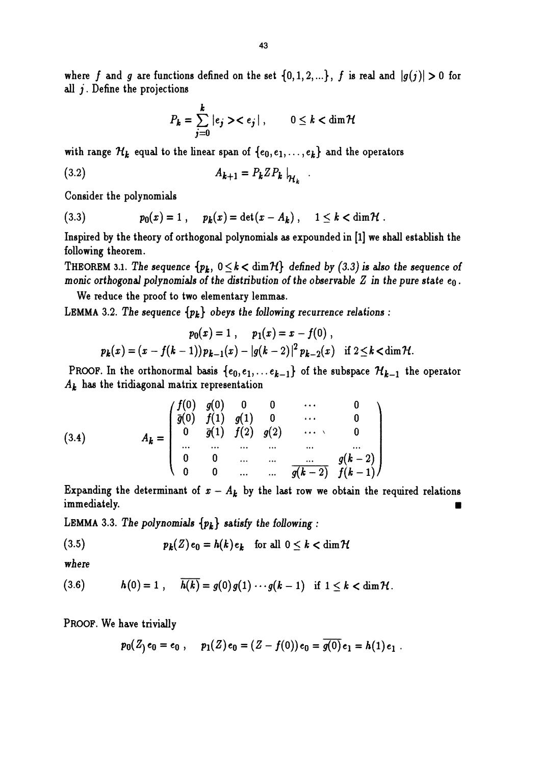where $f$ and $g$ are functions defined on the set $\{0,1,2,...\}$, $f$ is real and $|g(j)| > 0$ for all $j$. Define the projections

$$P_k = \sum_{j=0}^{k} |e_j >< e_j| , \qquad 0 \le k < \dim \mathcal{H}$$

with range $\mathcal{H}_k$ equal to the linear span of $\{e_0, e_1, \ldots, e_k\}$ and the operators

$$A_{k+1} = P_k Z P_k \big|_{\mathcal{H}_k} . \tag{3.2}$$

Consider the polynomials

$$p_0(x) = 1 , \quad p_k(x) = \det(x - A_k) , \quad 1 \le k < \dim \mathcal{H} . \tag{3.3}$$

Inspired by the theory of orthogonal polynomials as expounded in [1] we shall establish the following theorem.

THEOREM 3.1. *The sequence $\{p_k,\ 0 \le k < \dim \mathcal{H}\}$ defined by (3.3) is also the sequence of monic orthogonal polynomials of the distribution of the observable $Z$ in the pure state $e_0$.*

We reduce the proof to two elementary lemmas.

LEMMA 3.2. *The sequence $\{p_k\}$ obeys the following recurrence relations :*

$$p_0(x) = 1 , \quad p_1(x) = x - f(0) ,$$
$$p_k(x) = (x - f(k-1)) p_{k-1}(x) - |g(k-2)|^2 p_{k-2}(x) \quad \text{if } 2 \le k < \dim \mathcal{H}.$$

PROOF. In the orthonormal basis $\{e_0, e_1, \ldots e_{k-1}\}$ of the subspace $\mathcal{H}_{k-1}$ the operator $A_k$ has the tridiagonal matrix representation

$$A_k = \begin{pmatrix} f(0) & g(0) & 0 & 0 & \cdots & 0 \\ \bar{g}(0) & f(1) & g(1) & 0 & \cdots & 0 \\ 0 & \bar{g}(1) & f(2) & g(2) & \cdots & 0 \\ \cdots & \cdots & \cdots & \cdots & \cdots & \cdots \\ 0 & 0 & \cdots & \cdots & \cdots & g(k-2) \\ 0 & 0 & \cdots & \cdots & \overline{g(k-2)} & f(k-1) \end{pmatrix} \tag{3.4}$$

Expanding the determinant of $x - A_k$ by the last row we obtain the required relations immediately. ∎

LEMMA 3.3. *The polynomials $\{p_k\}$ satisfy the following :*

$$p_k(Z) e_0 = h(k) e_k \quad \text{for all } 0 \le k < \dim \mathcal{H} \tag{3.5}$$

*where*

$$h(0) = 1 , \quad \overline{h(k)} = g(0) g(1) \cdots g(k-1) \quad \text{if } 1 \le k < \dim \mathcal{H}. \tag{3.6}$$

PROOF. We have trivially

$$p_0(Z) e_0 = e_0 , \quad p_1(Z) e_0 = (Z - f(0)) e_0 = \overline{g(0)} e_1 = h(1) e_1 .$$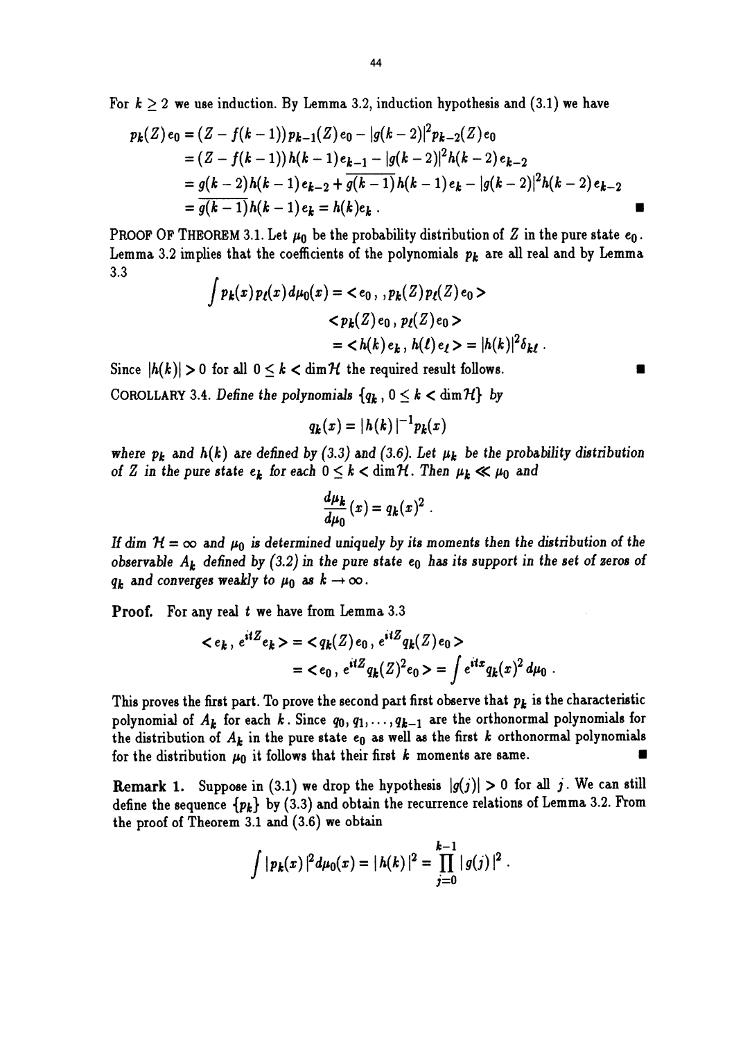For $k \geq 2$ we use induction. By Lemma 3.2, induction hypothesis and (3.1) we have

$$
\begin{aligned}
p_k(Z)\, e_0 &= (Z - f(k-1))\, p_{k-1}(Z)\, e_0 - |g(k-2)|^2 p_{k-2}(Z)\, e_0 \\
&= (Z - f(k-1))\, h(k-1)\, e_{k-1} - |g(k-2)|^2 h(k-2)\, e_{k-2} \\
&= g(k-2)\, h(k-1)\, e_{k-2} + \overline{g(k-1)}\, h(k-1)\, e_k - |g(k-2)|^2 h(k-2)\, e_{k-2} \\
&= \overline{g(k-1)}\, h(k-1)\, e_k = h(k) e_k \,. \qquad \blacksquare
\end{aligned}
$$

PROOF OF THEOREM 3.1. Let $\mu_0$ be the probability distribution of $Z$ in the pure state $e_0$. Lemma 3.2 implies that the coefficients of the polynomials $p_k$ are all real and by Lemma 3.3

$$
\begin{aligned}
\int p_k(x)\, p_\ell(x)\, d\mu_0(x) &= \langle e_0\, ,\, p_k(Z)\, p_\ell(Z)\, e_0 \rangle \\
&\quad \langle p_k(Z)\, e_0\, ,\, p_\ell(Z)\, e_0 \rangle \\
&= \langle h(k)\, e_k\, ,\, h(\ell)\, e_\ell \rangle = |h(k)|^2 \delta_{k\ell}\,.
\end{aligned}
$$

Since $|h(k)| > 0$ for all $0 \leq k < \dim \mathcal{H}$ the required result follows. $\blacksquare$

COROLLARY 3.4. *Define the polynomials $\{q_k\, ,\, 0 \leq k < \dim \mathcal{H}\}$ by*

$$
q_k(x) = |h(k)|^{-1} p_k(x)
$$

*where $p_k$ and $h(k)$ are defined by (3.3) and (3.6). Let $\mu_k$ be the probability distribution of $Z$ in the pure state $e_k$ for each $0 \leq k < \dim \mathcal{H}$. Then $\mu_k \ll \mu_0$ and*

$$
\frac{d\mu_k}{d\mu_0}(x) = q_k(x)^2\,.
$$

*If $\dim \mathcal{H} = \infty$ and $\mu_0$ is determined uniquely by its moments then the distribution of the observable $A_k$ defined by (3.2) in the pure state $e_0$ has its support in the set of zeros of $q_k$ and converges weakly to $\mu_0$ as $k \to \infty$.*

**Proof.** For any real $t$ we have from Lemma 3.3

$$
\begin{aligned}
\langle e_k\, ,\, e^{itZ} e_k \rangle &= \langle q_k(Z)\, e_0\, ,\, e^{itZ} q_k(Z)\, e_0 \rangle \\
&= \langle e_0\, ,\, e^{itZ} q_k(Z)^2 e_0 \rangle = \int e^{itx} q_k(x)^2\, d\mu_0\,.
\end{aligned}
$$

This proves the first part. To prove the second part first observe that $p_k$ is the characteristic polynomial of $A_k$ for each $k$. Since $q_0, q_1, \ldots, q_{k-1}$ are the orthonormal polynomials for the distribution of $A_k$ in the pure state $e_0$ as well as the first $k$ orthonormal polynomials for the distribution $\mu_0$ it follows that their first $k$ moments are same. $\blacksquare$

**Remark 1.** Suppose in (3.1) we drop the hypothesis $|g(j)| > 0$ for all $j$. We can still define the sequence $\{p_k\}$ by (3.3) and obtain the recurrence relations of Lemma 3.2. From the proof of Theorem 3.1 and (3.6) we obtain

$$
\int |p_k(x)|^2 d\mu_0(x) = |h(k)|^2 = \prod_{j=0}^{k-1} |g(j)|^2\,.
$$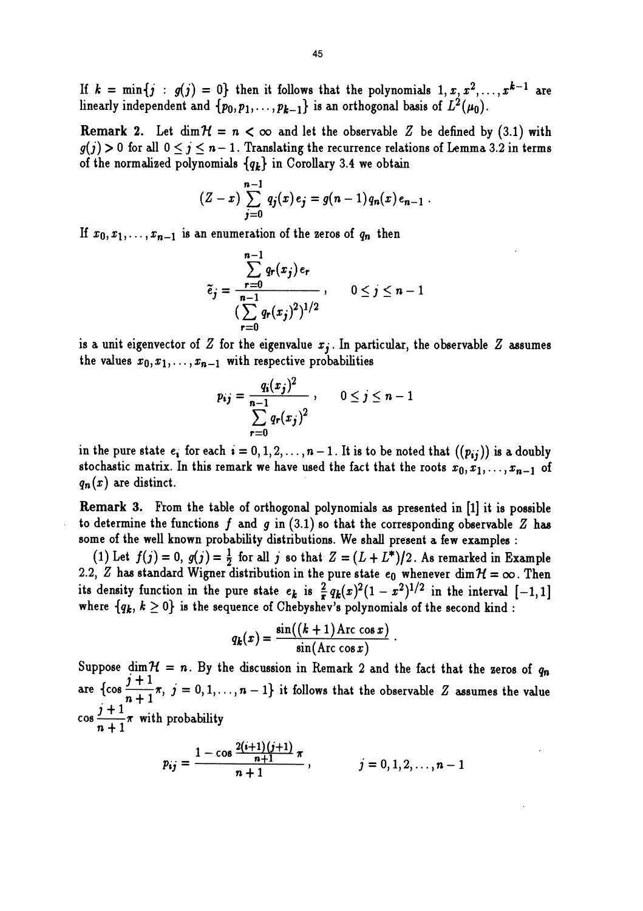If $k = \min\{j : g(j) = 0\}$ then it follows that the polynomials $1, x, x^2, \ldots, x^{k-1}$ are linearly independent and $\{p_0, p_1, \ldots, p_{k-1}\}$ is an orthogonal basis of $L^2(\mu_0)$.

**Remark 2.** Let $\dim \mathcal{H} = n < \infty$ and let the observable $Z$ be defined by (3.1) with $g(j) > 0$ for all $0 \leq j \leq n-1$. Translating the recurrence relations of Lemma 3.2 in terms of the normalized polynomials $\{q_k\}$ in Corollary 3.4 we obtain

$$(Z - x) \sum_{j=0}^{n-1} q_j(x) e_j = g(n-1) q_n(x) e_{n-1} .$$

If $x_0, x_1, \ldots, x_{n-1}$ is an enumeration of the zeros of $q_n$ then

$$\tilde{e}_j = \frac{\sum_{r=0}^{n-1} q_r(x_j) e_r}{\left(\sum_{r=0}^{n-1} q_r(x_j)^2\right)^{1/2}}, \qquad 0 \leq j \leq n-1$$

is a unit eigenvector of $Z$ for the eigenvalue $x_j$. In particular, the observable $Z$ assumes the values $x_0, x_1, \ldots, x_{n-1}$ with respective probabilities

$$p_{ij} = \frac{q_i(x_j)^2}{\sum_{r=0}^{n-1} q_r(x_j)^2}, \qquad 0 \leq j \leq n-1$$

in the pure state $e_i$ for each $i = 0, 1, 2, \ldots, n-1$. It is to be noted that $((p_{ij}))$ is a doubly stochastic matrix. In this remark we have used the fact that the roots $x_0, x_1, \ldots, x_{n-1}$ of $q_n(x)$ are distinct.

**Remark 3.** From the table of orthogonal polynomials as presented in [1] it is possible to determine the functions $f$ and $g$ in (3.1) so that the corresponding observable $Z$ has some of the well known probability distributions. We shall present a few examples :

(1) Let $f(j) = 0$, $g(j) = \frac{1}{2}$ for all $j$ so that $Z = (L + L^*)/2$. As remarked in Example 2.2, $Z$ has standard Wigner distribution in the pure state $e_0$ whenever $\dim \mathcal{H} = \infty$. Then its density function in the pure state $e_k$ is $\frac{2}{\pi} q_k(x)^2 (1 - x^2)^{1/2}$ in the interval $[-1, 1]$ where $\{q_k, k \geq 0\}$ is the sequence of Chebyshev's polynomials of the second kind :

$$q_k(x) = \frac{\sin((k+1) \operatorname{Arc} \cos x)}{\sin(\operatorname{Arc} \cos x)} .$$

Suppose $\dim \mathcal{H} = n$. By the discussion in Remark 2 and the fact that the zeros of $q_n$ are $\{\cos \frac{j+1}{n+1} \pi, \ j = 0, 1, \ldots, n-1\}$ it follows that the observable $Z$ assumes the value $\cos \frac{j+1}{n+1} \pi$ with probability

$$p_{ij} = \frac{1 - \cos \frac{2(i+1)(j+1)}{n+1} \pi}{n+1}, \qquad j = 0, 1, 2, \ldots, n-1$$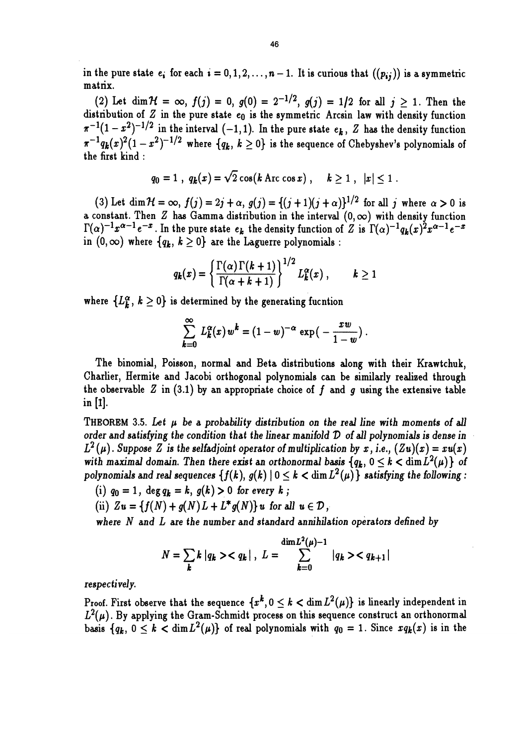in the pure state $e_i$ for each $i = 0, 1, 2, \ldots, n-1$. It is curious that $((p_{ij}))$ is a symmetric matrix.

(2) Let $\dim \mathcal{H} = \infty$, $f(j) = 0$, $g(0) = 2^{-1/2}$, $g(j) = 1/2$ for all $j \geq 1$. Then the distribution of $Z$ in the pure state $e_0$ is the symmetric Arcsin law with density function $\pi^{-1}(1-x^2)^{-1/2}$ in the interval $(-1,1)$. In the pure state $e_k$, $Z$ has the density function $\pi^{-1} q_k(x)^2 (1-x^2)^{-1/2}$ where $\{q_k, k \geq 0\}$ is the sequence of Chebyshev's polynomials of the first kind :

$$q_0 = 1 \; , \; q_k(x) = \sqrt{2} \cos(k \operatorname{Arc} \cos x) \; , \quad k \geq 1 \; , \; |x| \leq 1 \; .$$

(3) Let $\dim \mathcal{H} = \infty$, $f(j) = 2j + \alpha$, $g(j) = \{(j+1)(j+\alpha)\}^{1/2}$ for all $j$ where $\alpha > 0$ is a constant. Then $Z$ has Gamma distribution in the interval $(0, \infty)$ with density function $\Gamma(\alpha)^{-1} x^{\alpha-1} e^{-x}$. In the pure state $e_k$ the density function of $Z$ is $\Gamma(\alpha)^{-1} q_k(x)^2 x^{\alpha-1} e^{-x}$ in $(0, \infty)$ where $\{q_k, k \geq 0\}$ are the Laguerre polynomials :

$$q_k(x) = \left\{ \frac{\Gamma(\alpha)\Gamma(k+1)}{\Gamma(\alpha+k+1)} \right\}^{1/2} L_k^\alpha(x) \, , \qquad k \geq 1$$

where $\{L_k^\alpha, k \geq 0\}$ is determined by the generating fucntion

$$\sum_{k=0}^{\infty} L_k^\alpha(x) w^k = (1-w)^{-\alpha} \exp\left(-\frac{xw}{1-w}\right) .$$

The binomial, Poisson, normal and Beta distributions along with their Krawtchuk, Charlier, Hermite and Jacobi orthogonal polynomials can be similarly realized through the observable $Z$ in (3.1) by an appropriate choice of $f$ and $g$ using the extensive table in [1].

THEOREM 3.5. *Let $\mu$ be a probability distribution on the real line with moments of all order and satisfying the condition that the linear manifold $\mathcal{D}$ of all polynomials is dense in $L^2(\mu)$. Suppose $Z$ is the selfadjoint operator of multiplication by $x$, i.e., $(Zu)(x) = xu(x)$ with maximal domain. Then there exist an orthonormal basis $\{q_k, 0 \leq k < \dim L^2(\mu)\}$ of polynomials and real sequences $\{f(k), g(k) \mid 0 \leq k < \dim L^2(\mu)\}$ satisfying the following :*

(i) $q_0 = 1$, $\deg q_k = k$, $g(k) > 0$ *for every* $k$ *;*

(ii) $Zu = \{f(N) + g(N)L + L^* g(N)\} u$ *for all* $u \in \mathcal{D}$,

*where $N$ and $L$ are the number and standard annihilation operators defined by*

$$N = \sum_k k \, |q_k><q_k| \, , \; L = \sum_{k=0}^{\dim L^2(\mu)-1} |q_k><q_{k+1}|$$

*respectively.*

Proof. First observe that the sequence $\{x^k, 0 \leq k < \dim L^2(\mu)\}$ is linearly independent in $L^2(\mu)$. By applying the Gram-Schmidt process on this sequence construct an orthonormal basis $\{q_k, 0 \leq k < \dim L^2(\mu)\}$ of real polynomials with $q_0 = 1$. Since $xq_k(x)$ is in the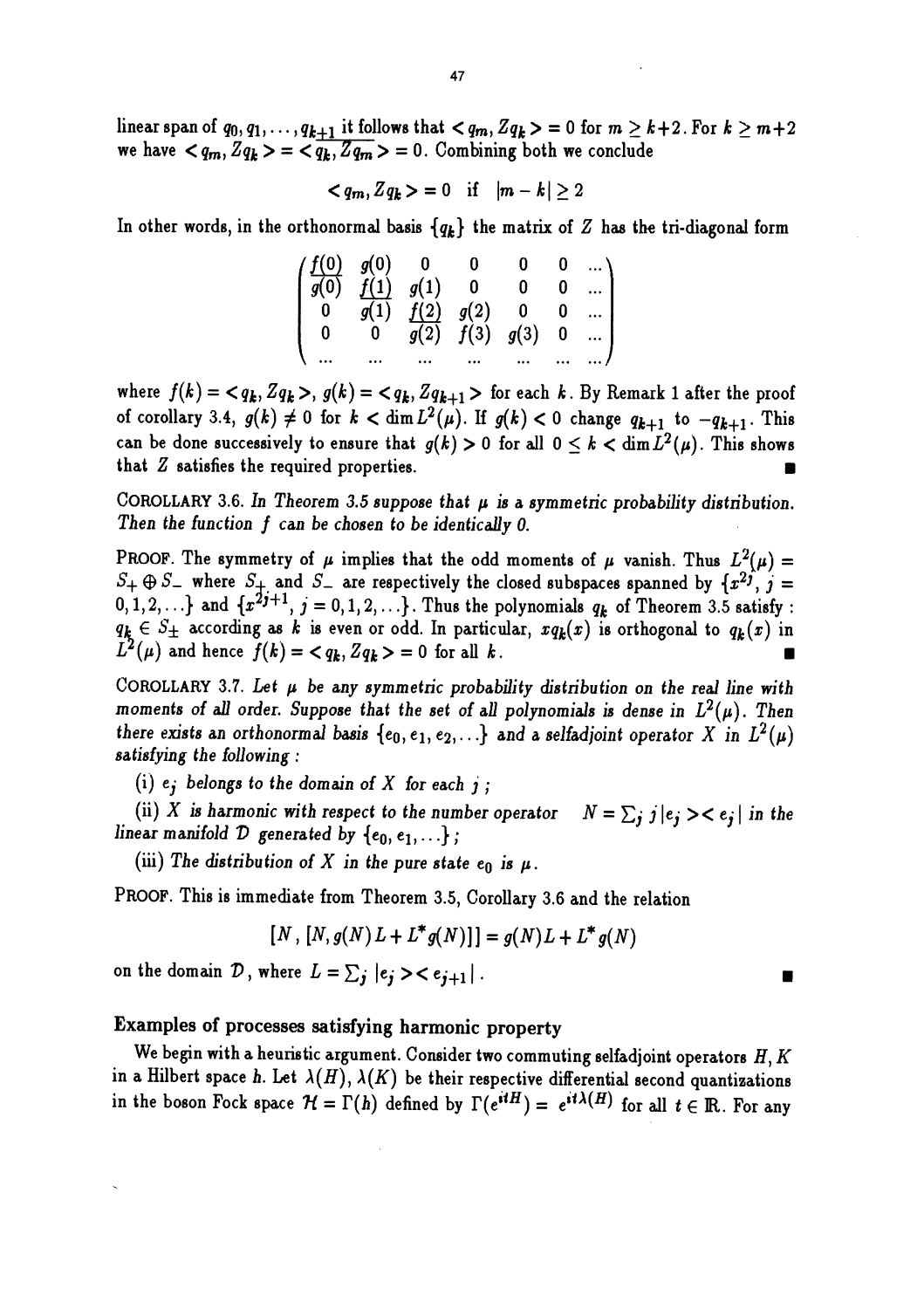linear span of $q_0, q_1, \ldots, q_{k+1}$ it follows that $< q_m, Zq_k > = 0$ for $m \geq k+2$. For $k \geq m+2$ we have $< q_m, Zq_k > = \overline{< q_k, Zq_m >} = 0$. Combining both we conclude

$$< q_m, Zq_k > = 0 \quad \text{if} \quad |m-k| \geq 2$$

In other words, in the orthonormal basis $\{q_k\}$ the matrix of $Z$ has the tri-diagonal form

$$\begin{pmatrix} \underline{f(0)} & g(0) & 0 & 0 & 0 & 0 & \ldots \\ \overline{g(0)} & \underline{f(1)} & g(1) & 0 & 0 & 0 & \ldots \\ 0 & \overline{g(1)} & \underline{f(2)} & g(2) & 0 & 0 & \ldots \\ 0 & 0 & \overline{g(2)} & f(3) & g(3) & 0 & \ldots \\ \ldots & \ldots & \ldots & \ldots & \ldots & \ldots & \ldots \end{pmatrix}$$

where $f(k) = < q_k, Zq_k >$, $g(k) = < q_k, Zq_{k+1} >$ for each $k$. By Remark 1 after the proof of corollary 3.4, $g(k) \neq 0$ for $k < \dim L^2(\mu)$. If $g(k) < 0$ change $q_{k+1}$ to $-q_{k+1}$. This can be done successively to ensure that $g(k) > 0$ for all $0 \leq k < \dim L^2(\mu)$. This shows that $Z$ satisfies the required properties. ∎

COROLLARY 3.6. *In Theorem 3.5 suppose that $\mu$ is a symmetric probability distribution. Then the function $f$ can be chosen to be identically 0.*

PROOF. The symmetry of $\mu$ implies that the odd moments of $\mu$ vanish. Thus $L^2(\mu) = S_+ \oplus S_-$ where $S_+$ and $S_-$ are respectively the closed subspaces spanned by $\{x^{2j}, j = 0, 1, 2, \ldots\}$ and $\{x^{2j+1}, j = 0, 1, 2, \ldots\}$. Thus the polynomials $q_k$ of Theorem 3.5 satisfy : $q_k \in S_\pm$ according as $k$ is even or odd. In particular, $xq_k(x)$ is orthogonal to $q_k(x)$ in $L^2(\mu)$ and hence $f(k) = < q_k, Zq_k > = 0$ for all $k$. ∎

COROLLARY 3.7. *Let $\mu$ be any symmetric probability distribution on the real line with moments of all order. Suppose that the set of all polynomials is dense in $L^2(\mu)$. Then there exists an orthonormal basis $\{e_0, e_1, e_2, \ldots\}$ and a selfadjoint operator $X$ in $L^2(\mu)$ satisfying the following :*

*(i) $e_j$ belongs to the domain of $X$ for each $j$ ;*

*(ii) $X$ is harmonic with respect to the number operator $N = \sum_j j|e_j><e_j|$ in the linear manifold $\mathcal{D}$ generated by $\{e_0, e_1, \ldots\}$ ;*

*(iii) The distribution of $X$ in the pure state $e_0$ is $\mu$.*

PROOF. This is immediate from Theorem 3.5, Corollary 3.6 and the relation

$$[N, [N, g(N)L + L^* g(N)]] = g(N)L + L^* g(N)$$

on the domain $\mathcal{D}$, where $L = \sum_j |e_j><e_{j+1}|$. ∎

### Examples of processes satisfying harmonic property

We begin with a heuristic argument. Consider two commuting selfadjoint operators $H, K$ in a Hilbert space $h$. Let $\lambda(H), \lambda(K)$ be their respective differential second quantizations in the boson Fock space $\mathcal{H} = \Gamma(h)$ defined by $\Gamma(e^{itH}) = e^{it\lambda(H)}$ for all $t \in \mathbb{R}$. For any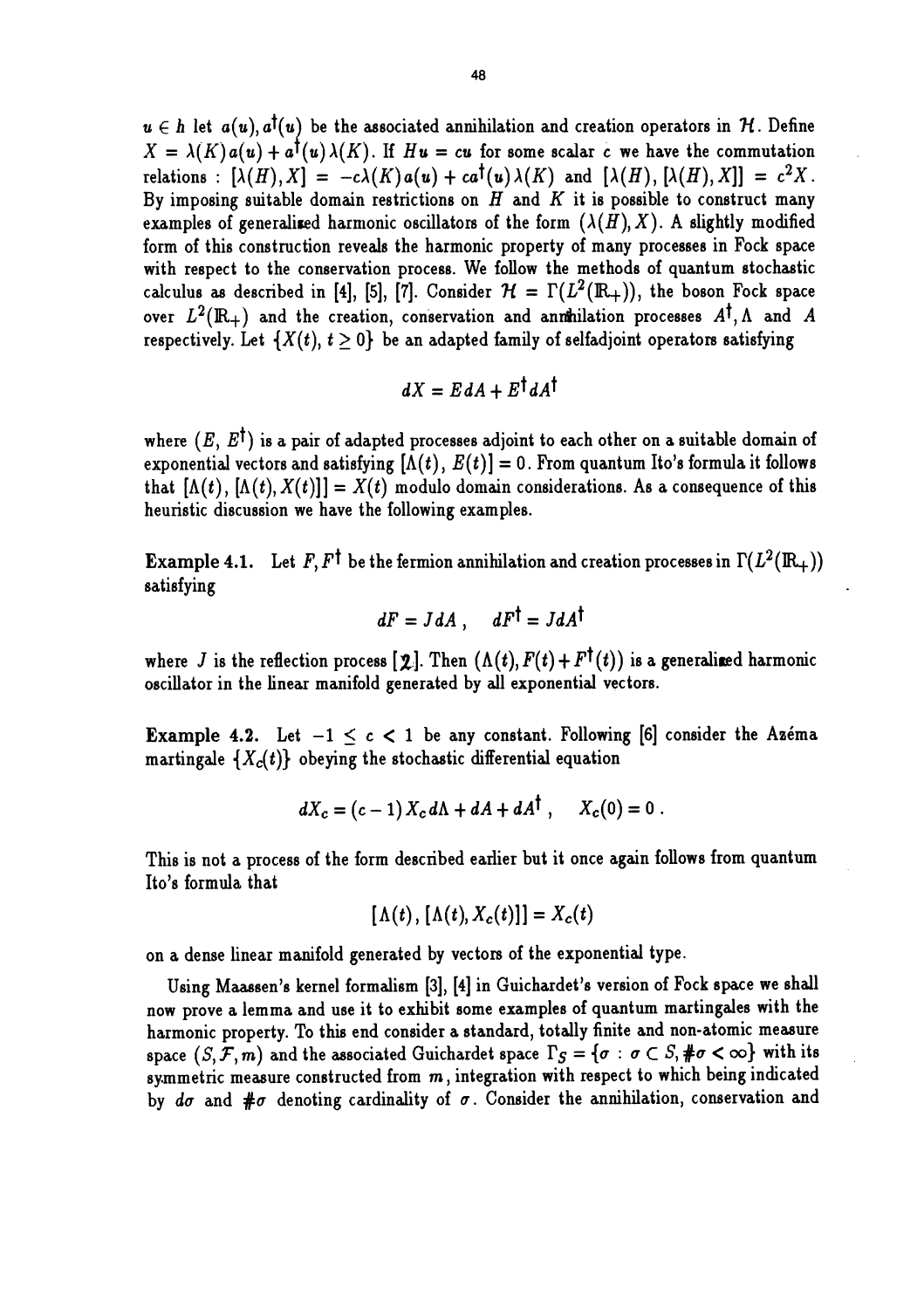$u \in h$ let $a(u), a^\dagger(u)$ be the associated annihilation and creation operators in $\mathcal{H}$. Define $X = \lambda(K)a(u) + a^\dagger(u)\lambda(K)$. If $Hu = cu$ for some scalar $c$ we have the commutation relations : $[\lambda(H), X] = -c\lambda(K)a(u) + ca^\dagger(u)\lambda(K)$ and $[\lambda(H), [\lambda(H), X]] = c^2 X$. By imposing suitable domain restrictions on $H$ and $K$ it is possible to construct many examples of generalised harmonic oscillators of the form $(\lambda(H), X)$. A slightly modified form of this construction reveals the harmonic property of many processes in Fock space with respect to the conservation process. We follow the methods of quantum stochastic calculus as described in [4], [5], [7]. Consider $\mathcal{H} = \Gamma(L^2(\mathbb{R}_+))$, the boson Fock space over $L^2(\mathbb{R}_+)$ and the creation, conservation and annihilation processes $A^\dagger, \Lambda$ and $A$ respectively. Let $\{X(t), t \geq 0\}$ be an adapted family of selfadjoint operators satisfying

$$dX = E\,dA + E^\dagger dA^\dagger$$

where $(E, E^\dagger)$ is a pair of adapted processes adjoint to each other on a suitable domain of exponential vectors and satisfying $[\Lambda(t), E(t)] = 0$. From quantum Ito's formula it follows that $[\Lambda(t), [\Lambda(t), X(t)]] = X(t)$ modulo domain considerations. As a consequence of this heuristic discussion we have the following examples.

**Example 4.1.** Let $F, F^\dagger$ be the fermion annihilation and creation processes in $\Gamma(L^2(\mathbb{R}_+))$ satisfying

$$dF = J\,dA\,, \quad dF^\dagger = J\,dA^\dagger$$

where $J$ is the reflection process [2]. Then $(\Lambda(t), F(t) + F^\dagger(t))$ is a generalised harmonic oscillator in the linear manifold generated by all exponential vectors.

**Example 4.2.** Let $-1 \leq c < 1$ be any constant. Following [6] consider the Azéma martingale $\{X_c(t)\}$ obeying the stochastic differential equation

$$dX_c = (c-1)X_c\,d\Lambda + dA + dA^\dagger\,, \quad X_c(0) = 0\,.$$

This is not a process of the form described earlier but it once again follows from quantum Ito's formula that

$$[\Lambda(t), [\Lambda(t), X_c(t)]] = X_c(t)$$

on a dense linear manifold generated by vectors of the exponential type.

Using Maassen's kernel formalism [3], [4] in Guichardet's version of Fock space we shall now prove a lemma and use it to exhibit some examples of quantum martingales with the harmonic property. To this end consider a standard, totally finite and non-atomic measure space $(S, \mathcal{F}, m)$ and the associated Guichardet space $\Gamma_S = \{\sigma : \sigma \subset S, \#\sigma < \infty\}$ with its symmetric measure constructed from $m$, integration with respect to which being indicated by $d\sigma$ and $\#\sigma$ denoting cardinality of $\sigma$. Consider the annihilation, conservation and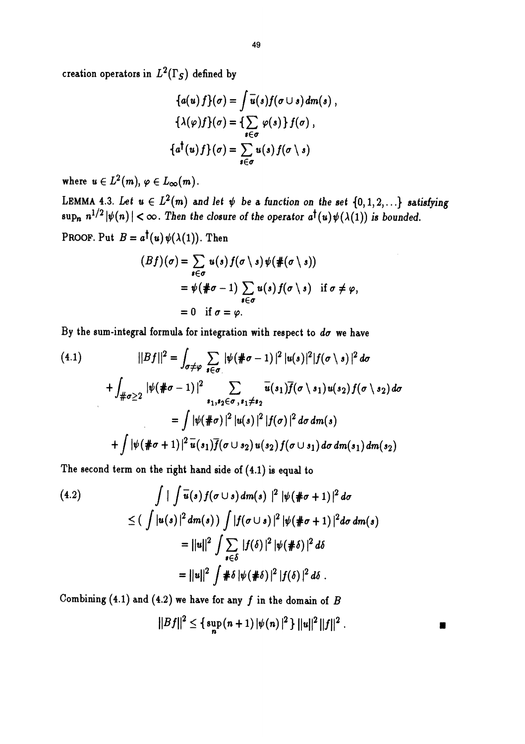creation operators in $L^2(\Gamma_S)$ defined by

$$\{a(u)f\}(\sigma) = \int \bar{u}(s) f(\sigma \cup s)\, dm(s)\,,$$
$$\{\lambda(\varphi)f\}(\sigma) = \{\sum_{s\in\sigma} \varphi(s)\} f(\sigma)\,,$$
$$\{a^\dagger(u)f\}(\sigma) = \sum_{s\in\sigma} u(s) f(\sigma \setminus s)$$

where $u \in L^2(m)$, $\varphi \in L_\infty(m)$.

LEMMA 4.3. *Let $u \in L^2(m)$ and let $\psi$ be a function on the set $\{0,1,2,\ldots\}$ satisfying $\sup_n n^{1/2}|\psi(n)| < \infty$. Then the closure of the operator $a^\dagger(u)\psi(\lambda(1))$ is bounded.*

PROOF. Put $B = a^\dagger(u)\psi(\lambda(1))$. Then

$$\begin{aligned}
(Bf)(\sigma) &= \sum_{s\in\sigma} u(s) f(\sigma\setminus s)\psi(\#(\sigma\setminus s)) \\
&= \psi(\#\sigma - 1)\sum_{s\in\sigma} u(s) f(\sigma\setminus s) \quad \text{if } \sigma \neq \varphi, \\
&= 0 \quad \text{if } \sigma = \varphi.
\end{aligned}$$

By the sum-integral formula for integration with respect to $d\sigma$ we have

$$\begin{aligned}
(4.1) \qquad \|Bf\|^2 &= \int_{\sigma\neq\varphi} \sum_{s\in\sigma} |\psi(\#\sigma-1)|^2\, |u(s)|^2 |f(\sigma\setminus s)|^2\, d\sigma \\
&+ \int_{\#\sigma\geq 2} |\psi(\#\sigma-1)|^2 \sum_{s_1,s_2\in\sigma,\, s_1\neq s_2} \bar{u}(s_1)\bar{f}(\sigma\setminus s_1) u(s_2) f(\sigma\setminus s_2)\, d\sigma \\
&= \int |\psi(\#\sigma)|^2\, |u(s)|^2\, |f(\sigma)|^2\, d\sigma\, dm(s) \\
&+ \int |\psi(\#\sigma+1)|^2 \bar{u}(s_1)\bar{f}(\sigma\cup s_2) u(s_2) f(\sigma\cup s_1)\, d\sigma\, dm(s_1)\, dm(s_2)
\end{aligned}$$

The second term on the right hand side of (4.1) is equal to

$$\begin{aligned}
(4.2) \qquad & \int \Big| \int \bar{u}(s) f(\sigma\cup s)\, dm(s)\, \Big|^2\, |\psi(\#\sigma+1)|^2\, d\sigma \\
&\leq \Big( \int |u(s)|^2\, dm(s)\Big) \int |f(\sigma\cup s)|^2\, |\psi(\#\sigma+1)|^2 d\sigma\, dm(s) \\
&= \|u\|^2 \int \sum_{s\in\delta} |f(\delta)|^2\, |\psi(\#\delta)|^2\, d\delta \\
&= \|u\|^2 \int \#\delta\, |\psi(\#\delta)|^2\, |f(\delta)|^2\, d\delta\,.
\end{aligned}$$

Combining (4.1) and (4.2) we have for any $f$ in the domain of $B$

$$\|Bf\|^2 \leq \{\sup_n (n+1)\,|\psi(n)|^2\}\, \|u\|^2\, \|f\|^2\,. \qquad \blacksquare$$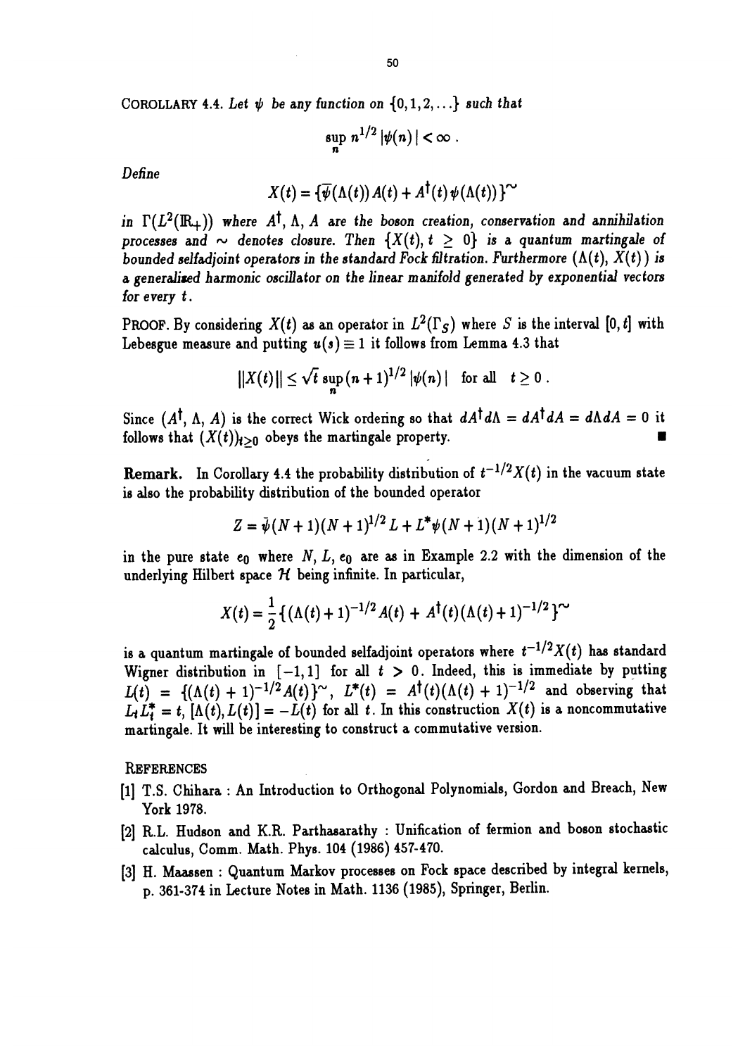COROLLARY 4.4. *Let $\psi$ be any function on $\{0,1,2,\ldots\}$ such that*

$$\sup_n n^{1/2} |\psi(n)| < \infty .$$

*Define*

$$X(t) = \{\overline{\psi}(\Lambda(t))\, A(t) + A^\dagger(t)\, \psi(\Lambda(t))\}^\sim$$

*in $\Gamma(L^2(\mathbb{R}_+))$ where $A^\dagger$, $\Lambda$, $A$ are the boson creation, conservation and annihilation processes and $\sim$ denotes closure. Then $\{X(t), t \geq 0\}$ is a quantum martingale of bounded selfadjoint operators in the standard Fock filtration. Furthermore $(\Lambda(t), X(t))$ is a generalized harmonic oscillator on the linear manifold generated by exponential vectors for every $t$.*

PROOF. By considering $X(t)$ as an operator in $L^2(\Gamma_S)$ where $S$ is the interval $[0,t]$ with Lebesgue measure and putting $u(s) \equiv 1$ it follows from Lemma 4.3 that

$$\|X(t)\| \leq \sqrt{t}\, \sup_n (n+1)^{1/2} |\psi(n)| \quad \text{for all} \quad t \geq 0 .$$

Since $(A^\dagger, \Lambda, A)$ is the correct Wick ordering so that $dA^\dagger d\Lambda = dA^\dagger dA = d\Lambda dA = 0$ it follows that $(X(t))_{t\geq 0}$ obeys the martingale property. ∎

**Remark.** In Corollary 4.4 the probability distribution of $t^{-1/2}X(t)$ in the vacuum state is also the probability distribution of the bounded operator

$$Z = \bar{\psi}(N+1)(N+1)^{1/2} L + L^* \psi(N+1)(N+1)^{1/2}$$

in the pure state $e_0$ where $N$, $L$, $e_0$ are as in Example 2.2 with the dimension of the underlying Hilbert space $\mathcal{H}$ being infinite. In particular,

$$X(t) = \frac{1}{2}\{(\Lambda(t)+1)^{-1/2} A(t) + A^\dagger(t)(\Lambda(t)+1)^{-1/2}\}^\sim$$

is a quantum martingale of bounded selfadjoint operators where $t^{-1/2}X(t)$ has standard Wigner distribution in $[-1,1]$ for all $t > 0$. Indeed, this is immediate by putting $L(t) = \{(\Lambda(t)+1)^{-1/2}A(t)\}^\sim$, $L^*(t) = A^\dagger(t)(\Lambda(t)+1)^{-1/2}$ and observing that $L_t L_t^* = t$, $[\Lambda(t), L(t)] = -L(t)$ for all $t$. In this construction $X(t)$ is a noncommutative martingale. It will be interesting to construct a commutative version.

REFERENCES

[1] T.S. Chihara : An Introduction to Orthogonal Polynomials, Gordon and Breach, New York 1978.

[2] R.L. Hudson and K.R. Parthasarathy : Unification of fermion and boson stochastic calculus, Comm. Math. Phys. 104 (1986) 457-470.

[3] H. Maassen : Quantum Markov processes on Fock space described by integral kernels, p. 361-374 in Lecture Notes in Math. 1136 (1985), Springer, Berlin.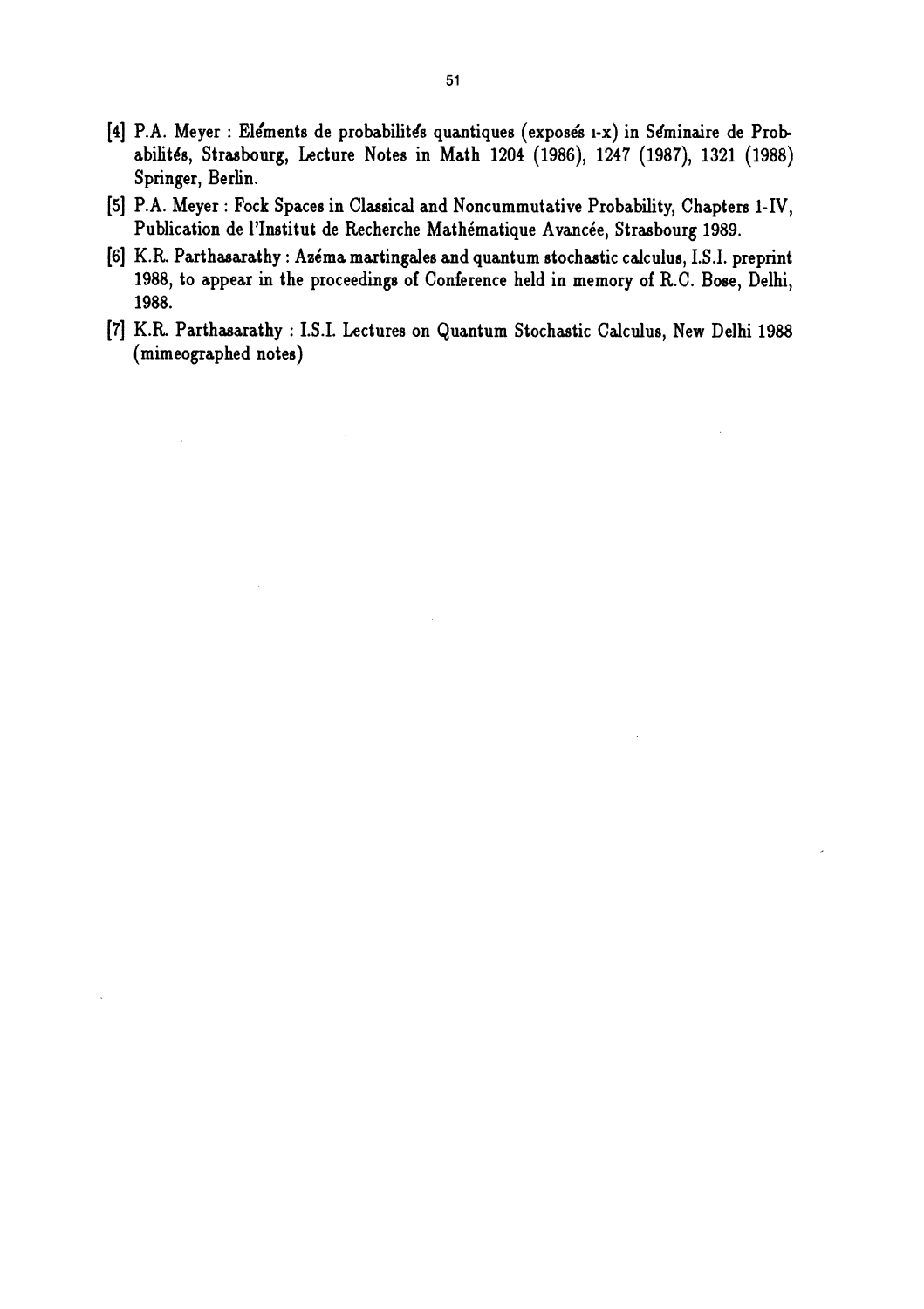[4] P.A. Meyer : Eléments de probabilités quantiques (exposés I-X) in Séminaire de Probabilités, Strasbourg, Lecture Notes in Math 1204 (1986), 1247 (1987), 1321 (1988) Springer, Berlin.

[5] P.A. Meyer : Fock Spaces in Classical and Noncummutative Probability, Chapters 1-IV, Publication de l'Institut de Recherche Mathématique Avancée, Strasbourg 1989.

[6] K.R. Parthasarathy : Azéma martingales and quantum stochastic calculus, I.S.I. preprint 1988, to appear in the proceedings of Conference held in memory of R.C. Bose, Delhi, 1988.

[7] K.R. Parthasarathy : I.S.I. Lectures on Quantum Stochastic Calculus, New Delhi 1988 (mimeographed notes)